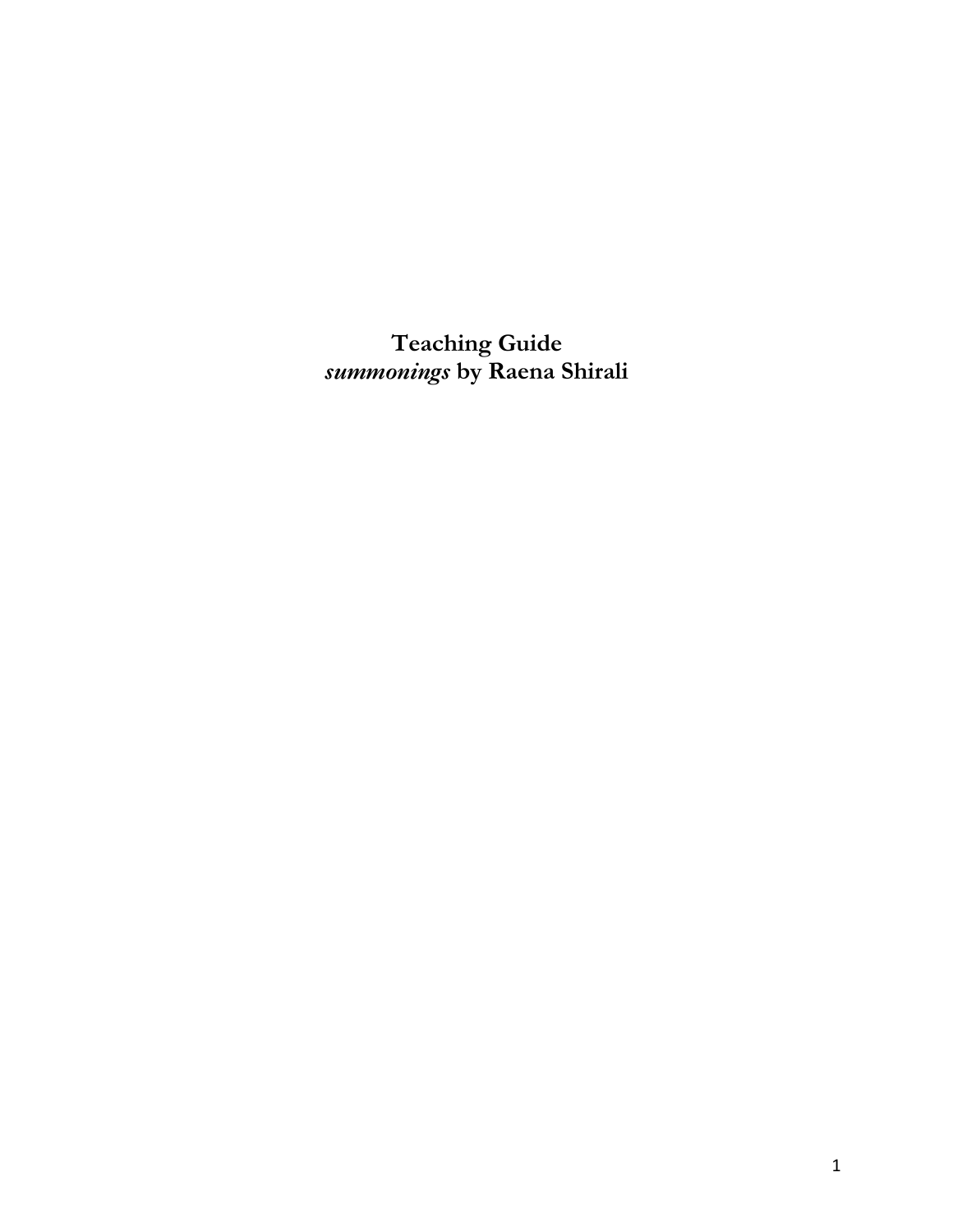# Teaching Guide
## *summonings* by Raena Shirali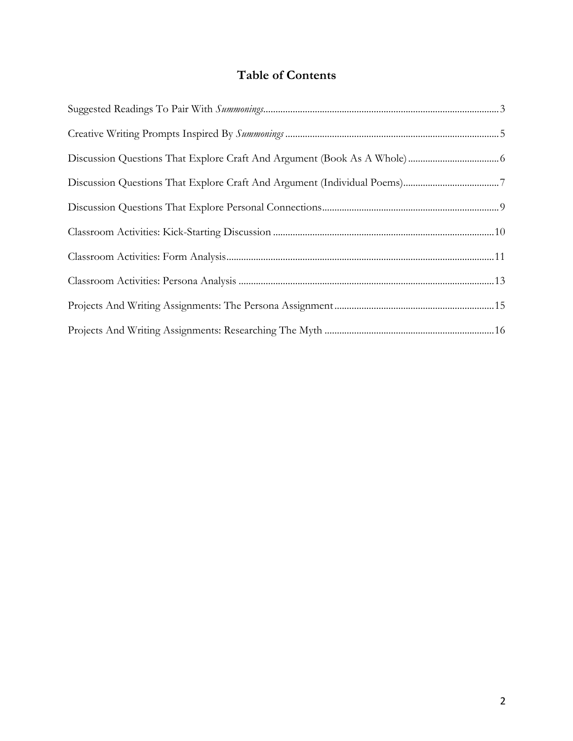# Table of Contents

Suggested Readings To Pair With *Summonings*...3

Creative Writing Prompts Inspired By *Summonings*...5

Discussion Questions That Explore Craft And Argument (Book As A Whole)...6

Discussion Questions That Explore Craft And Argument (Individual Poems)...7

Discussion Questions That Explore Personal Connections...9

Classroom Activities: Kick-Starting Discussion...10

Classroom Activities: Form Analysis...11

Classroom Activities: Persona Analysis...13

Projects And Writing Assignments: The Persona Assignment...15

Projects And Writing Assignments: Researching The Myth...16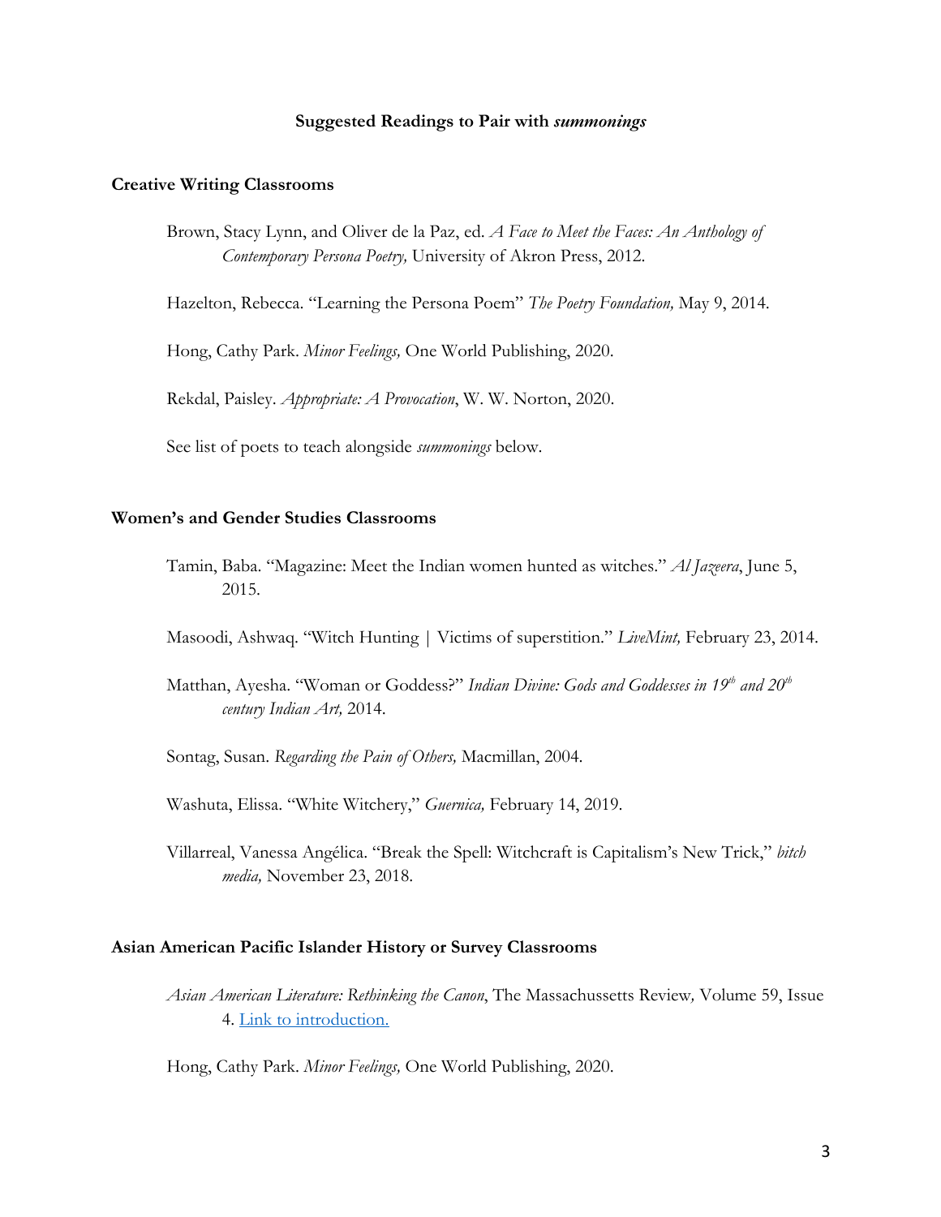### Suggested Readings to Pair with ***summonings***

#### Creative Writing Classrooms

Brown, Stacy Lynn, and Oliver de la Paz, ed. *A Face to Meet the Faces: An Anthology of Contemporary Persona Poetry,* University of Akron Press, 2012.

Hazelton, Rebecca. "Learning the Persona Poem" *The Poetry Foundation,* May 9, 2014.

Hong, Cathy Park. *Minor Feelings,* One World Publishing, 2020.

Rekdal, Paisley. *Appropriate: A Provocation*, W. W. Norton, 2020.

See list of poets to teach alongside *summonings* below.

#### Women's and Gender Studies Classrooms

Tamin, Baba. "Magazine: Meet the Indian women hunted as witches." *Al Jazeera*, June 5, 2015.

Masoodi, Ashwaq. "Witch Hunting | Victims of superstition." *LiveMint,* February 23, 2014.

Matthan, Ayesha. "Woman or Goddess?" *Indian Divine: Gods and Goddesses in 19th and 20th century Indian Art,* 2014.

Sontag, Susan. *Regarding the Pain of Others,* Macmillan, 2004.

Washuta, Elissa. "White Witchery," *Guernica,* February 14, 2019.

Villarreal, Vanessa Angélica. "Break the Spell: Witchcraft is Capitalism's New Trick," *bitch media,* November 23, 2018.

#### Asian American Pacific Islander History or Survey Classrooms

*Asian American Literature: Rethinking the Canon*, The Massachussetts Review*,* Volume 59, Issue 4. [Link to introduction.]

Hong, Cathy Park. *Minor Feelings,* One World Publishing, 2020.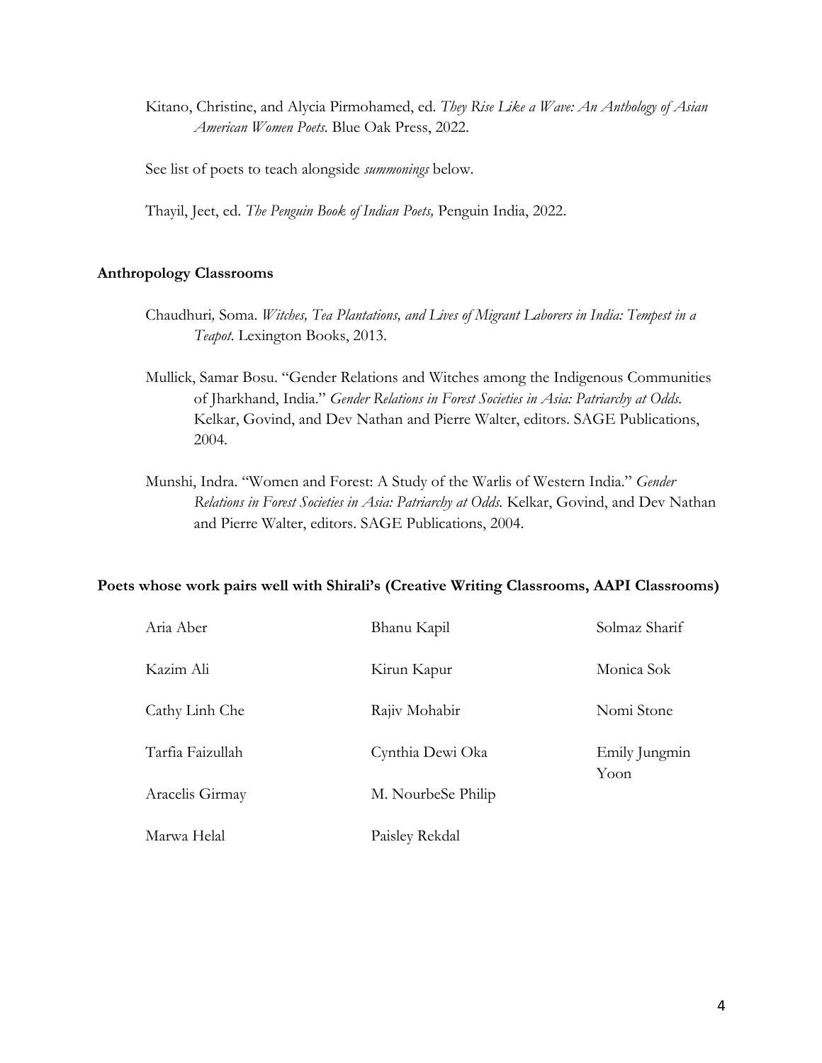Kitano, Christine, and Alycia Pirmohamed, ed. *They Rise Like a Wave: An Anthology of Asian American Women Poets*. Blue Oak Press, 2022.

See list of poets to teach alongside *summonings* below.

Thayil, Jeet, ed. *The Penguin Book of Indian Poets,* Penguin India, 2022.

### Anthropology Classrooms

Chaudhuri, Soma. *Witches, Tea Plantations, and Lives of Migrant Laborers in India: Tempest in a Teapot*. Lexington Books, 2013.

Mullick, Samar Bosu. "Gender Relations and Witches among the Indigenous Communities of Jharkhand, India." *Gender Relations in Forest Societies in Asia: Patriarchy at Odds*. Kelkar, Govind, and Dev Nathan and Pierre Walter, editors. SAGE Publications, 2004.

Munshi, Indra. "Women and Forest: A Study of the Warlis of Western India." *Gender Relations in Forest Societies in Asia: Patriarchy at Odds.* Kelkar, Govind, and Dev Nathan and Pierre Walter, editors. SAGE Publications, 2004.

### Poets whose work pairs well with Shirali's (Creative Writing Classrooms, AAPI Classrooms)

- Aria Aber
- Kazim Ali
- Cathy Linh Che
- Tarfia Faizullah
- Aracelis Girmay
- Marwa Helal
- Bhanu Kapil
- Kirun Kapur
- Rajiv Mohabir
- Cynthia Dewi Oka
- M. NourbeSe Philip
- Paisley Rekdal
- Solmaz Sharif
- Monica Sok
- Nomi Stone
- Emily Jungmin Yoon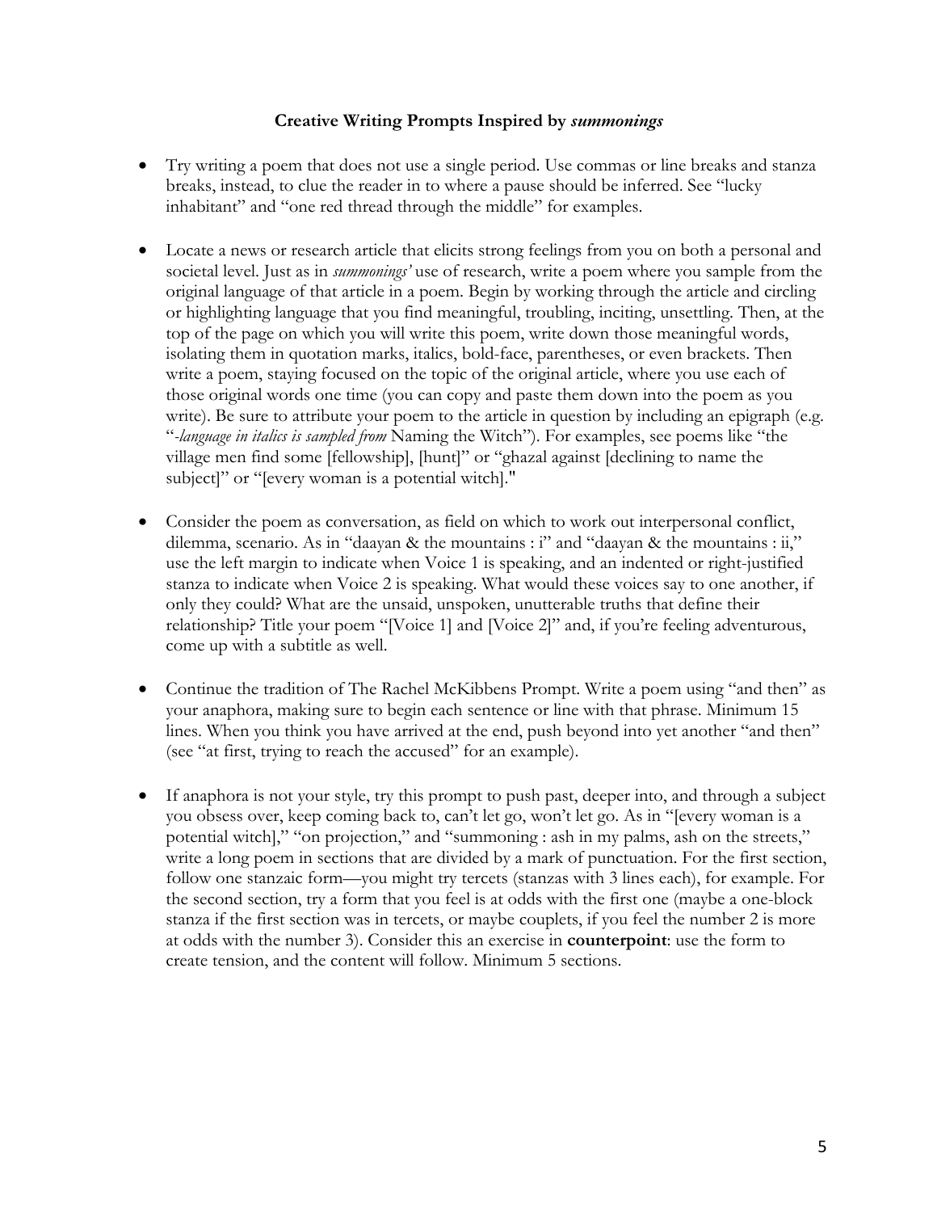**Creative Writing Prompts Inspired by *summonings***

- Try writing a poem that does not use a single period. Use commas or line breaks and stanza breaks, instead, to clue the reader in to where a pause should be inferred. See "lucky inhabitant" and "one red thread through the middle" for examples.

- Locate a news or research article that elicits strong feelings from you on both a personal and societal level. Just as in *summonings'* use of research, write a poem where you sample from the original language of that article in a poem. Begin by working through the article and circling or highlighting language that you find meaningful, troubling, inciting, unsettling. Then, at the top of the page on which you will write this poem, write down those meaningful words, isolating them in quotation marks, italics, bold-face, parentheses, or even brackets. Then write a poem, staying focused on the topic of the original article, where you use each of those original words one time (you can copy and paste them down into the poem as you write). Be sure to attribute your poem to the article in question by including an epigraph (e.g. "*-language in italics is sampled from* Naming the Witch"). For examples, see poems like "the village men find some [fellowship], [hunt]" or "ghazal against [declining to name the subject]" or "[every woman is a potential witch]."

- Consider the poem as conversation, as field on which to work out interpersonal conflict, dilemma, scenario. As in "daayan & the mountains : i" and "daayan & the mountains : ii," use the left margin to indicate when Voice 1 is speaking, and an indented or right-justified stanza to indicate when Voice 2 is speaking. What would these voices say to one another, if only they could? What are the unsaid, unspoken, unutterable truths that define their relationship? Title your poem "[Voice 1] and [Voice 2]" and, if you're feeling adventurous, come up with a subtitle as well.

- Continue the tradition of The Rachel McKibbens Prompt. Write a poem using "and then" as your anaphora, making sure to begin each sentence or line with that phrase. Minimum 15 lines. When you think you have arrived at the end, push beyond into yet another "and then" (see "at first, trying to reach the accused" for an example).

- If anaphora is not your style, try this prompt to push past, deeper into, and through a subject you obsess over, keep coming back to, can't let go, won't let go. As in "[every woman is a potential witch]," "on projection," and "summoning : ash in my palms, ash on the streets," write a long poem in sections that are divided by a mark of punctuation. For the first section, follow one stanzaic form—you might try tercets (stanzas with 3 lines each), for example. For the second section, try a form that you feel is at odds with the first one (maybe a one-block stanza if the first section was in tercets, or maybe couplets, if you feel the number 2 is more at odds with the number 3). Consider this an exercise in **counterpoint**: use the form to create tension, and the content will follow. Minimum 5 sections.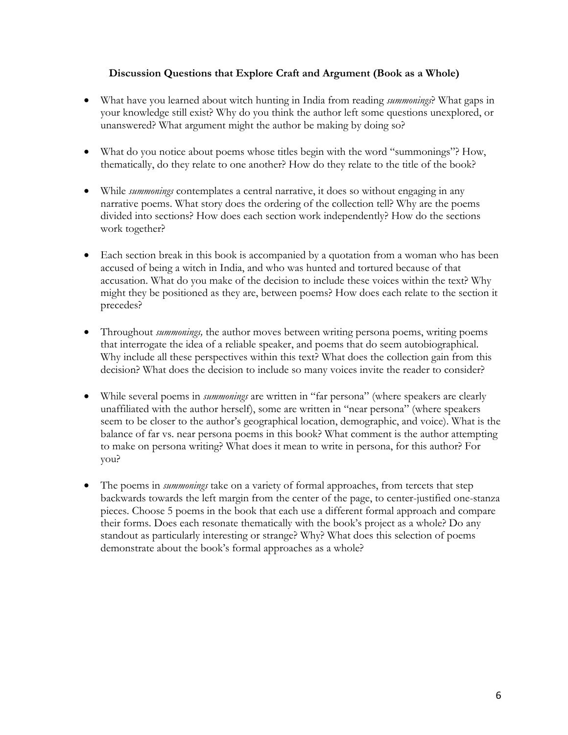### Discussion Questions that Explore Craft and Argument (Book as a Whole)

- What have you learned about witch hunting in India from reading *summonings*? What gaps in your knowledge still exist? Why do you think the author left some questions unexplored, or unanswered? What argument might the author be making by doing so?

- What do you notice about poems whose titles begin with the word "summonings"? How, thematically, do they relate to one another? How do they relate to the title of the book?

- While *summonings* contemplates a central narrative, it does so without engaging in any narrative poems. What story does the ordering of the collection tell? Why are the poems divided into sections? How does each section work independently? How do the sections work together?

- Each section break in this book is accompanied by a quotation from a woman who has been accused of being a witch in India, and who was hunted and tortured because of that accusation. What do you make of the decision to include these voices within the text? Why might they be positioned as they are, between poems? How does each relate to the section it precedes?

- Throughout *summonings,* the author moves between writing persona poems, writing poems that interrogate the idea of a reliable speaker, and poems that do seem autobiographical. Why include all these perspectives within this text? What does the collection gain from this decision? What does the decision to include so many voices invite the reader to consider?

- While several poems in *summonings* are written in "far persona" (where speakers are clearly unaffiliated with the author herself), some are written in "near persona" (where speakers seem to be closer to the author's geographical location, demographic, and voice). What is the balance of far vs. near persona poems in this book? What comment is the author attempting to make on persona writing? What does it mean to write in persona, for this author? For you?

- The poems in *summonings* take on a variety of formal approaches, from tercets that step backwards towards the left margin from the center of the page, to center-justified one-stanza pieces. Choose 5 poems in the book that each use a different formal approach and compare their forms. Does each resonate thematically with the book's project as a whole? Do any standout as particularly interesting or strange? Why? What does this selection of poems demonstrate about the book's formal approaches as a whole?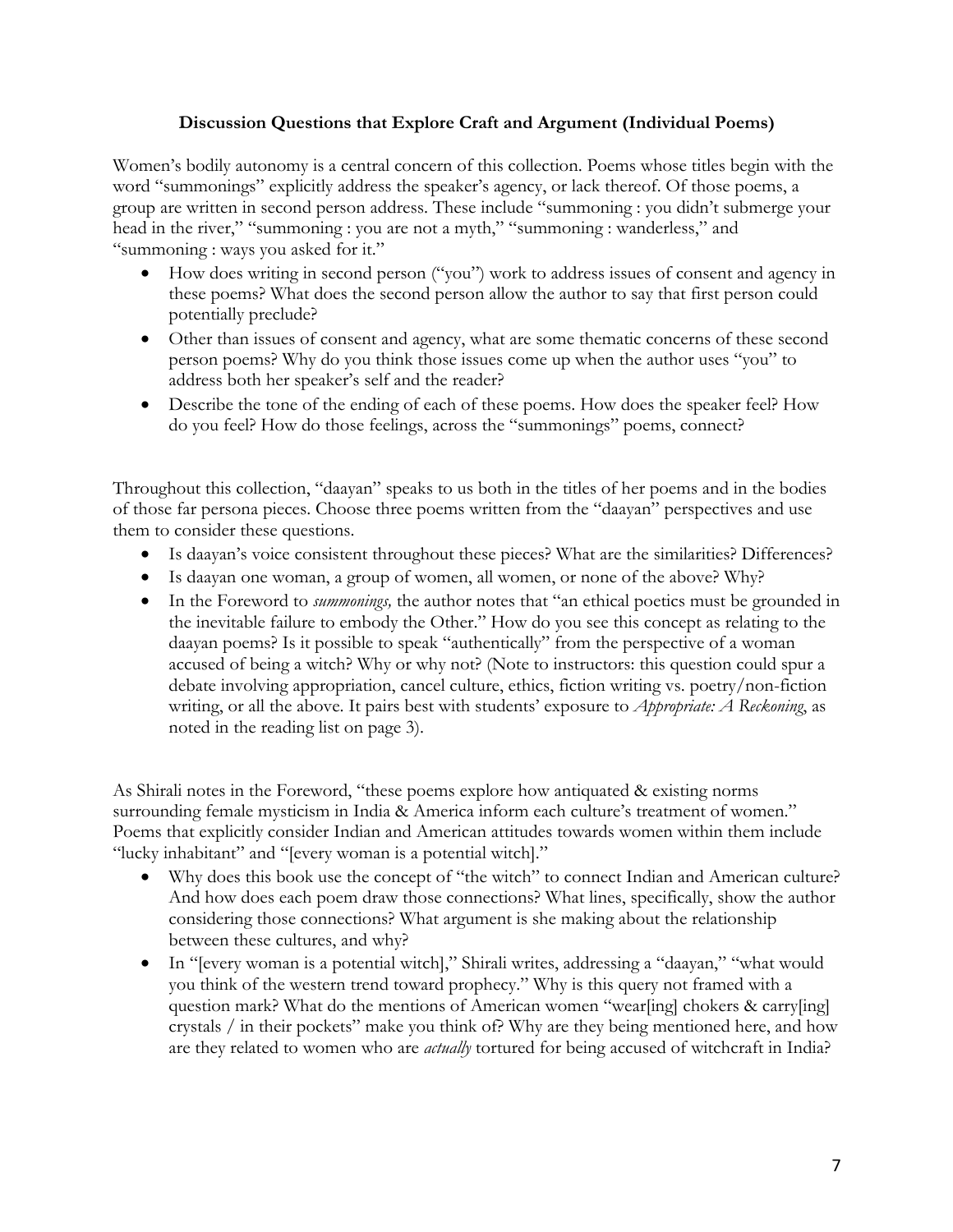**Discussion Questions that Explore Craft and Argument (Individual Poems)**

Women's bodily autonomy is a central concern of this collection. Poems whose titles begin with the word "summonings" explicitly address the speaker's agency, or lack thereof. Of those poems, a group are written in second person address. These include "summoning : you didn't submerge your head in the river," "summoning : you are not a myth," "summoning : wanderless," and "summoning : ways you asked for it."

- How does writing in second person ("you") work to address issues of consent and agency in these poems? What does the second person allow the author to say that first person could potentially preclude?
- Other than issues of consent and agency, what are some thematic concerns of these second person poems? Why do you think those issues come up when the author uses "you" to address both her speaker's self and the reader?
- Describe the tone of the ending of each of these poems. How does the speaker feel? How do you feel? How do those feelings, across the "summonings" poems, connect?

Throughout this collection, "daayan" speaks to us both in the titles of her poems and in the bodies of those far persona pieces. Choose three poems written from the "daayan" perspectives and use them to consider these questions.

- Is daayan's voice consistent throughout these pieces? What are the similarities? Differences?
- Is daayan one woman, a group of women, all women, or none of the above? Why?
- In the Foreword to *summonings,* the author notes that "an ethical poetics must be grounded in the inevitable failure to embody the Other." How do you see this concept as relating to the daayan poems? Is it possible to speak "authentically" from the perspective of a woman accused of being a witch? Why or why not? (Note to instructors: this question could spur a debate involving appropriation, cancel culture, ethics, fiction writing vs. poetry/non-fiction writing, or all the above. It pairs best with students' exposure to *Appropriate: A Reckoning*, as noted in the reading list on page 3).

As Shirali notes in the Foreword, "these poems explore how antiquated & existing norms surrounding female mysticism in India & America inform each culture's treatment of women." Poems that explicitly consider Indian and American attitudes towards women within them include "lucky inhabitant" and "[every woman is a potential witch]."

- Why does this book use the concept of "the witch" to connect Indian and American culture? And how does each poem draw those connections? What lines, specifically, show the author considering those connections? What argument is she making about the relationship between these cultures, and why?
- In "[every woman is a potential witch]," Shirali writes, addressing a "daayan," "what would you think of the western trend toward prophecy." Why is this query not framed with a question mark? What do the mentions of American women "wear[ing] chokers & carry[ing] crystals / in their pockets" make you think of? Why are they being mentioned here, and how are they related to women who are *actually* tortured for being accused of witchcraft in India?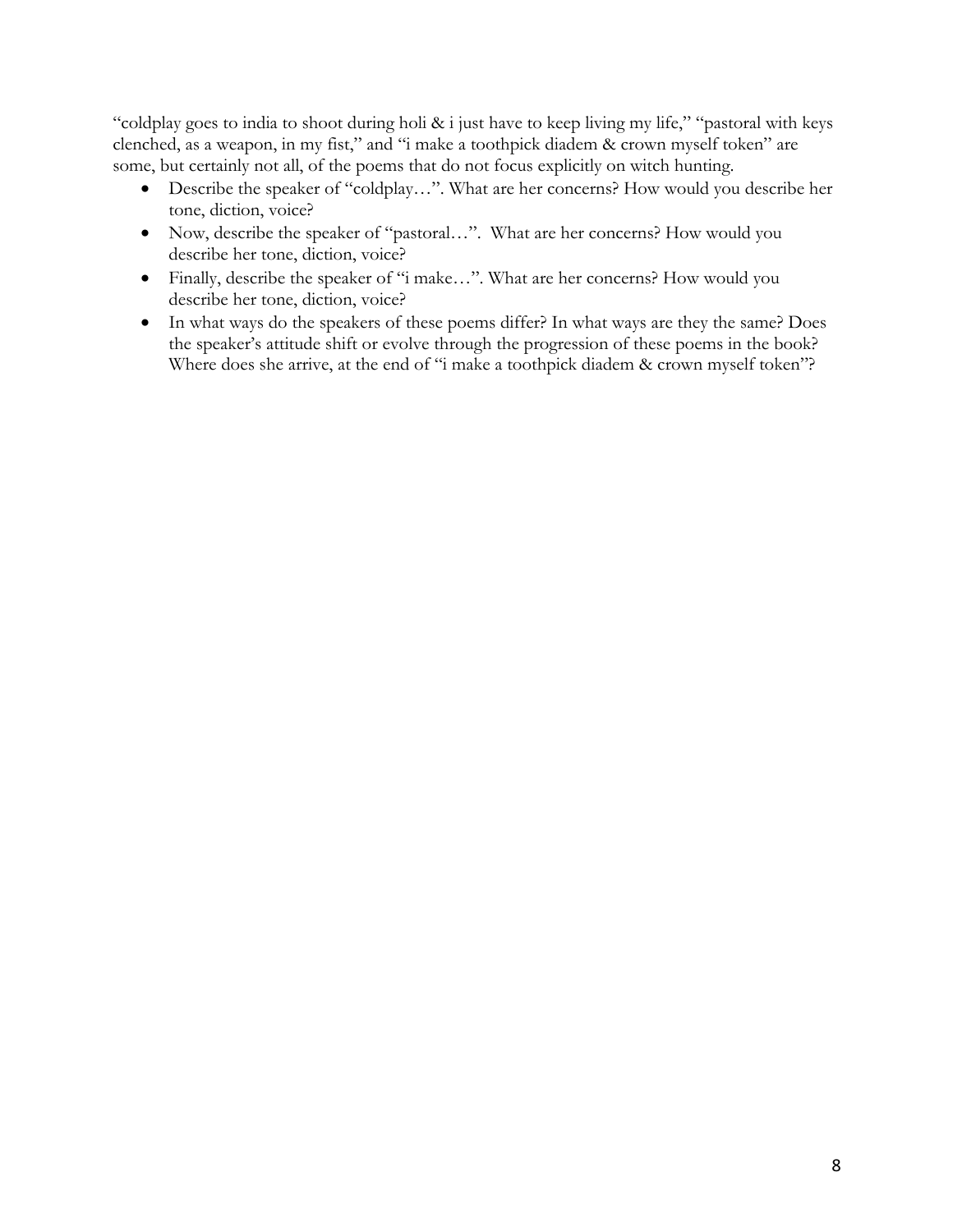"coldplay goes to india to shoot during holi & i just have to keep living my life," "pastoral with keys clenched, as a weapon, in my fist," and "i make a toothpick diadem & crown myself token" are some, but certainly not all, of the poems that do not focus explicitly on witch hunting.

- Describe the speaker of "coldplay…". What are her concerns? How would you describe her tone, diction, voice?
- Now, describe the speaker of "pastoral…". What are her concerns? How would you describe her tone, diction, voice?
- Finally, describe the speaker of "i make…". What are her concerns? How would you describe her tone, diction, voice?
- In what ways do the speakers of these poems differ? In what ways are they the same? Does the speaker's attitude shift or evolve through the progression of these poems in the book? Where does she arrive, at the end of "i make a toothpick diadem & crown myself token"?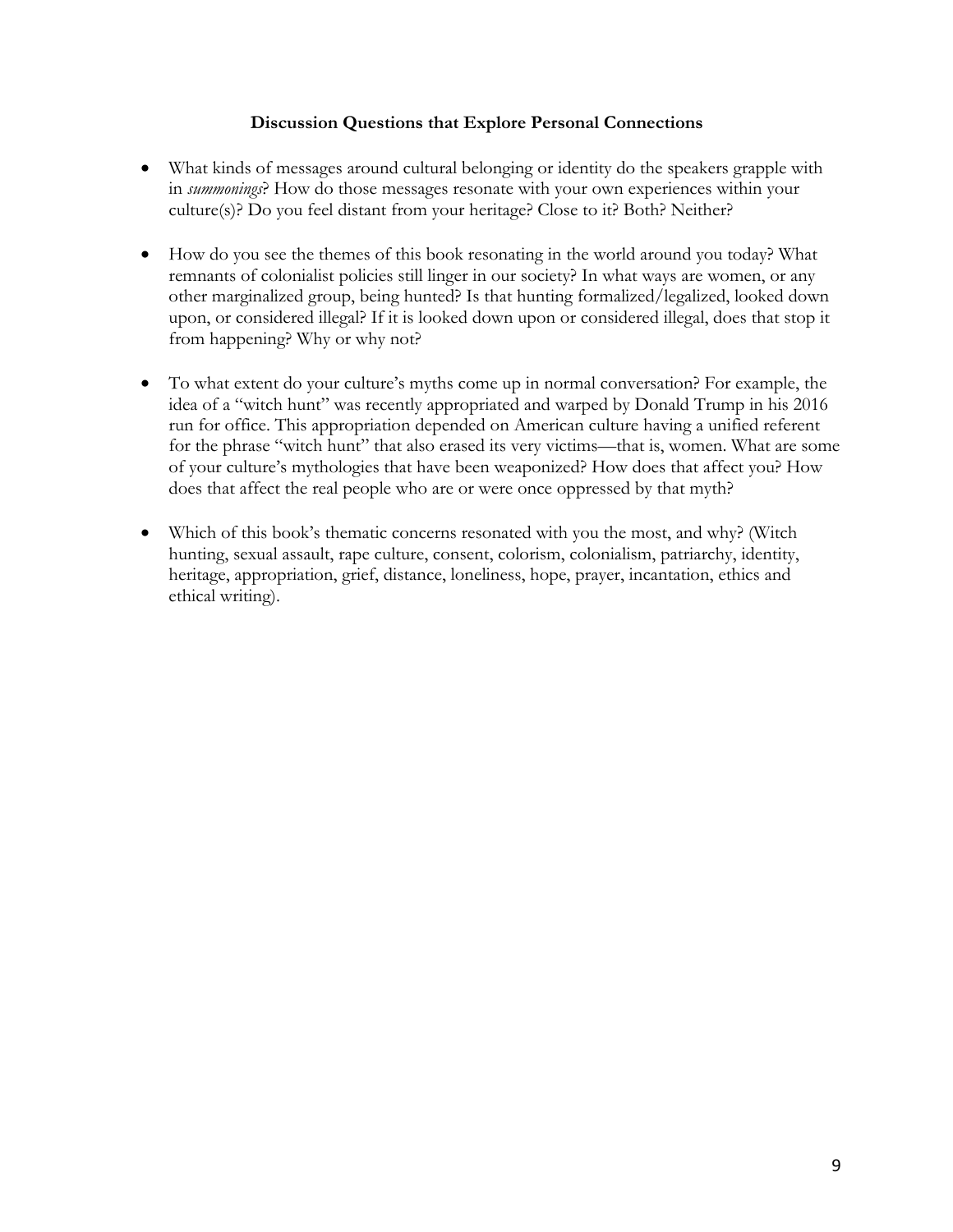### Discussion Questions that Explore Personal Connections

- What kinds of messages around cultural belonging or identity do the speakers grapple with in *summonings*? How do those messages resonate with your own experiences within your culture(s)? Do you feel distant from your heritage? Close to it? Both? Neither?

- How do you see the themes of this book resonating in the world around you today? What remnants of colonialist policies still linger in our society? In what ways are women, or any other marginalized group, being hunted? Is that hunting formalized/legalized, looked down upon, or considered illegal? If it is looked down upon or considered illegal, does that stop it from happening? Why or why not?

- To what extent do your culture's myths come up in normal conversation? For example, the idea of a "witch hunt" was recently appropriated and warped by Donald Trump in his 2016 run for office. This appropriation depended on American culture having a unified referent for the phrase "witch hunt" that also erased its very victims—that is, women. What are some of your culture's mythologies that have been weaponized? How does that affect you? How does that affect the real people who are or were once oppressed by that myth?

- Which of this book's thematic concerns resonated with you the most, and why? (Witch hunting, sexual assault, rape culture, consent, colorism, colonialism, patriarchy, identity, heritage, appropriation, grief, distance, loneliness, hope, prayer, incantation, ethics and ethical writing).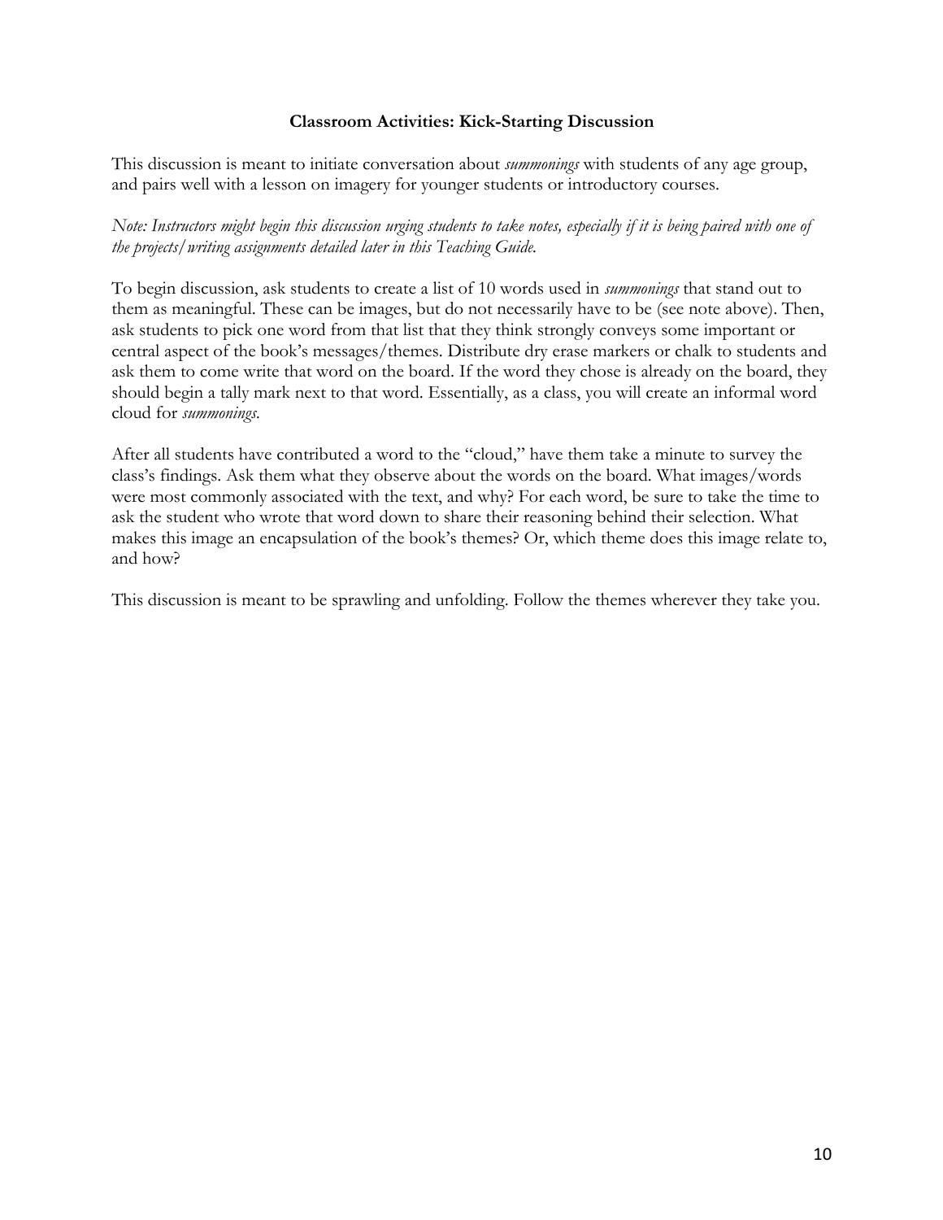### Classroom Activities: Kick-Starting Discussion

This discussion is meant to initiate conversation about *summonings* with students of any age group, and pairs well with a lesson on imagery for younger students or introductory courses.

*Note: Instructors might begin this discussion urging students to take notes, especially if it is being paired with one of the projects/writing assignments detailed later in this Teaching Guide.*

To begin discussion, ask students to create a list of 10 words used in *summonings* that stand out to them as meaningful. These can be images, but do not necessarily have to be (see note above). Then, ask students to pick one word from that list that they think strongly conveys some important or central aspect of the book's messages/themes. Distribute dry erase markers or chalk to students and ask them to come write that word on the board. If the word they chose is already on the board, they should begin a tally mark next to that word. Essentially, as a class, you will create an informal word cloud for *summonings*.

After all students have contributed a word to the "cloud," have them take a minute to survey the class's findings. Ask them what they observe about the words on the board. What images/words were most commonly associated with the text, and why? For each word, be sure to take the time to ask the student who wrote that word down to share their reasoning behind their selection. What makes this image an encapsulation of the book's themes? Or, which theme does this image relate to, and how?

This discussion is meant to be sprawling and unfolding. Follow the themes wherever they take you.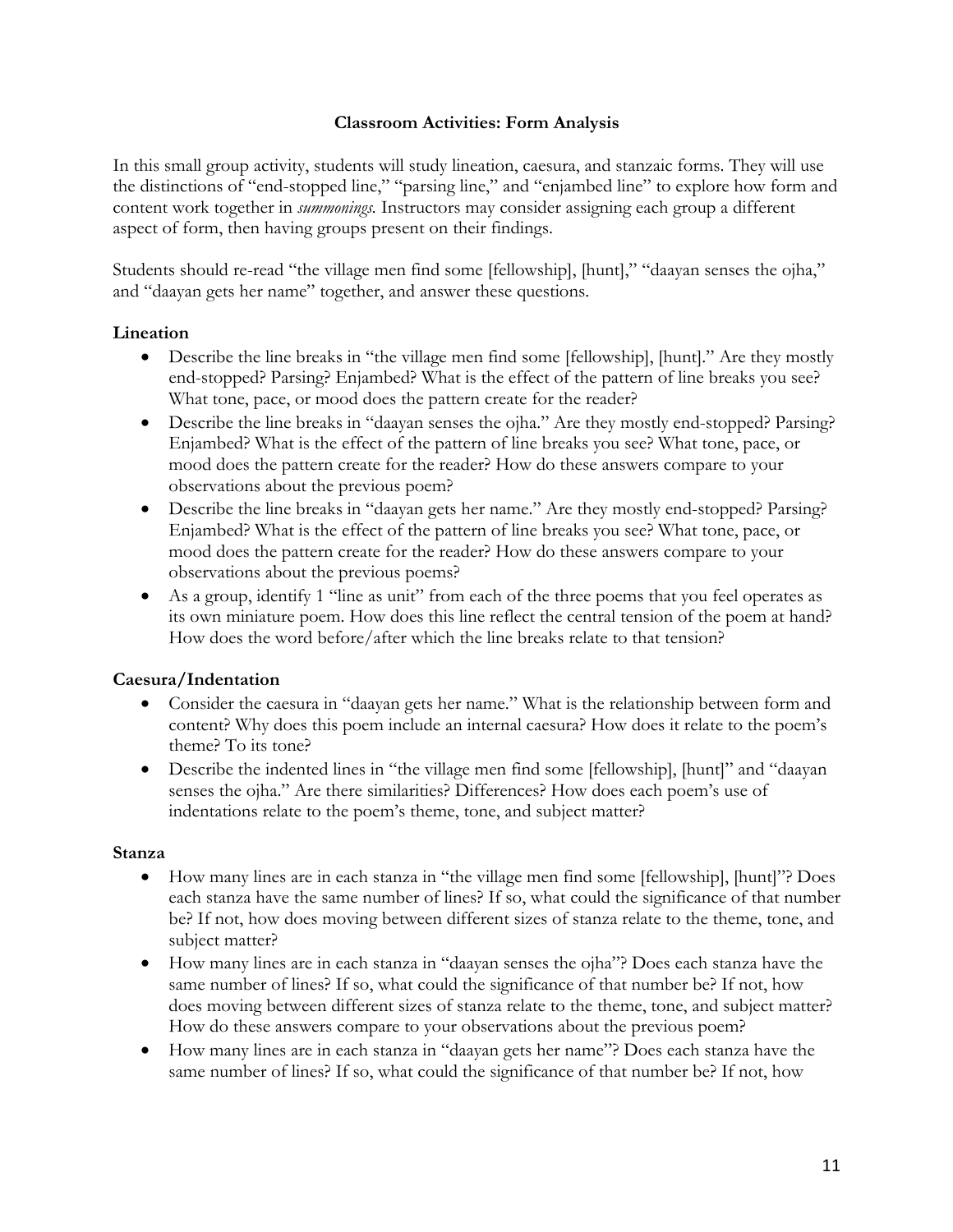## Classroom Activities: Form Analysis

In this small group activity, students will study lineation, caesura, and stanzaic forms. They will use the distinctions of "end-stopped line," "parsing line," and "enjambed line" to explore how form and content work together in *summonings*. Instructors may consider assigning each group a different aspect of form, then having groups present on their findings.

Students should re-read "the village men find some [fellowship], [hunt]," "daayan senses the ojha," and "daayan gets her name" together, and answer these questions.

### Lineation

- Describe the line breaks in "the village men find some [fellowship], [hunt]." Are they mostly end-stopped? Parsing? Enjambed? What is the effect of the pattern of line breaks you see? What tone, pace, or mood does the pattern create for the reader?
- Describe the line breaks in "daayan senses the ojha." Are they mostly end-stopped? Parsing? Enjambed? What is the effect of the pattern of line breaks you see? What tone, pace, or mood does the pattern create for the reader? How do these answers compare to your observations about the previous poem?
- Describe the line breaks in "daayan gets her name." Are they mostly end-stopped? Parsing? Enjambed? What is the effect of the pattern of line breaks you see? What tone, pace, or mood does the pattern create for the reader? How do these answers compare to your observations about the previous poems?
- As a group, identify 1 "line as unit" from each of the three poems that you feel operates as its own miniature poem. How does this line reflect the central tension of the poem at hand? How does the word before/after which the line breaks relate to that tension?

### Caesura/Indentation

- Consider the caesura in "daayan gets her name." What is the relationship between form and content? Why does this poem include an internal caesura? How does it relate to the poem's theme? To its tone?
- Describe the indented lines in "the village men find some [fellowship], [hunt]" and "daayan senses the ojha." Are there similarities? Differences? How does each poem's use of indentations relate to the poem's theme, tone, and subject matter?

### Stanza

- How many lines are in each stanza in "the village men find some [fellowship], [hunt]"? Does each stanza have the same number of lines? If so, what could the significance of that number be? If not, how does moving between different sizes of stanza relate to the theme, tone, and subject matter?
- How many lines are in each stanza in "daayan senses the ojha"? Does each stanza have the same number of lines? If so, what could the significance of that number be? If not, how does moving between different sizes of stanza relate to the theme, tone, and subject matter? How do these answers compare to your observations about the previous poem?
- How many lines are in each stanza in "daayan gets her name"? Does each stanza have the same number of lines? If so, what could the significance of that number be? If not, how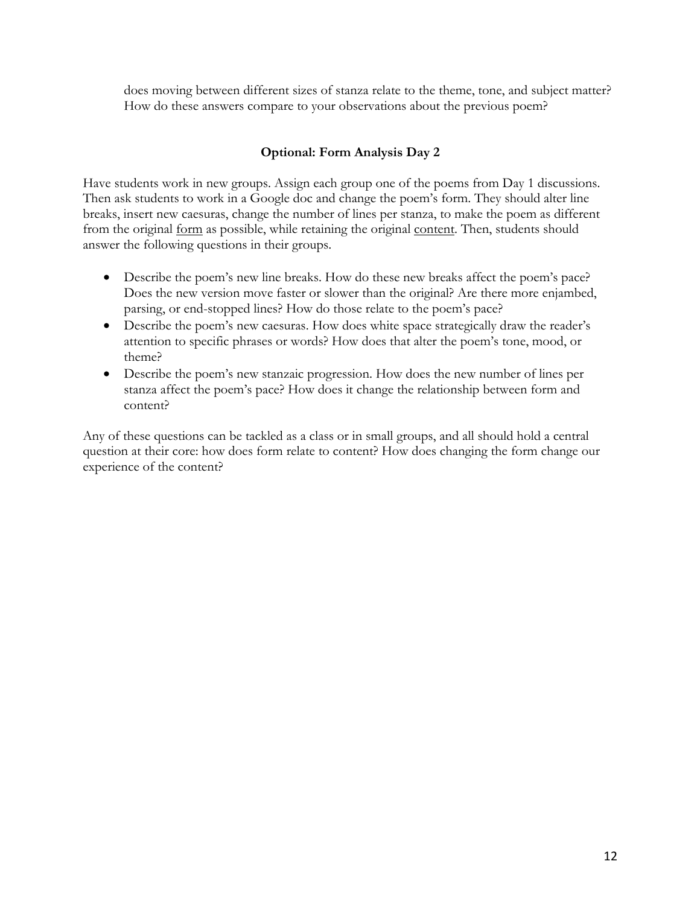does moving between different sizes of stanza relate to the theme, tone, and subject matter? How do these answers compare to your observations about the previous poem?

### Optional: Form Analysis Day 2

Have students work in new groups. Assign each group one of the poems from Day 1 discussions. Then ask students to work in a Google doc and change the poem's form. They should alter line breaks, insert new caesuras, change the number of lines per stanza, to make the poem as different from the original <u>form</u> as possible, while retaining the original <u>content</u>. Then, students should answer the following questions in their groups.

- Describe the poem's new line breaks. How do these new breaks affect the poem's pace? Does the new version move faster or slower than the original? Are there more enjambed, parsing, or end-stopped lines? How do those relate to the poem's pace?
- Describe the poem's new caesuras. How does white space strategically draw the reader's attention to specific phrases or words? How does that alter the poem's tone, mood, or theme?
- Describe the poem's new stanzaic progression. How does the new number of lines per stanza affect the poem's pace? How does it change the relationship between form and content?

Any of these questions can be tackled as a class or in small groups, and all should hold a central question at their core: how does form relate to content? How does changing the form change our experience of the content?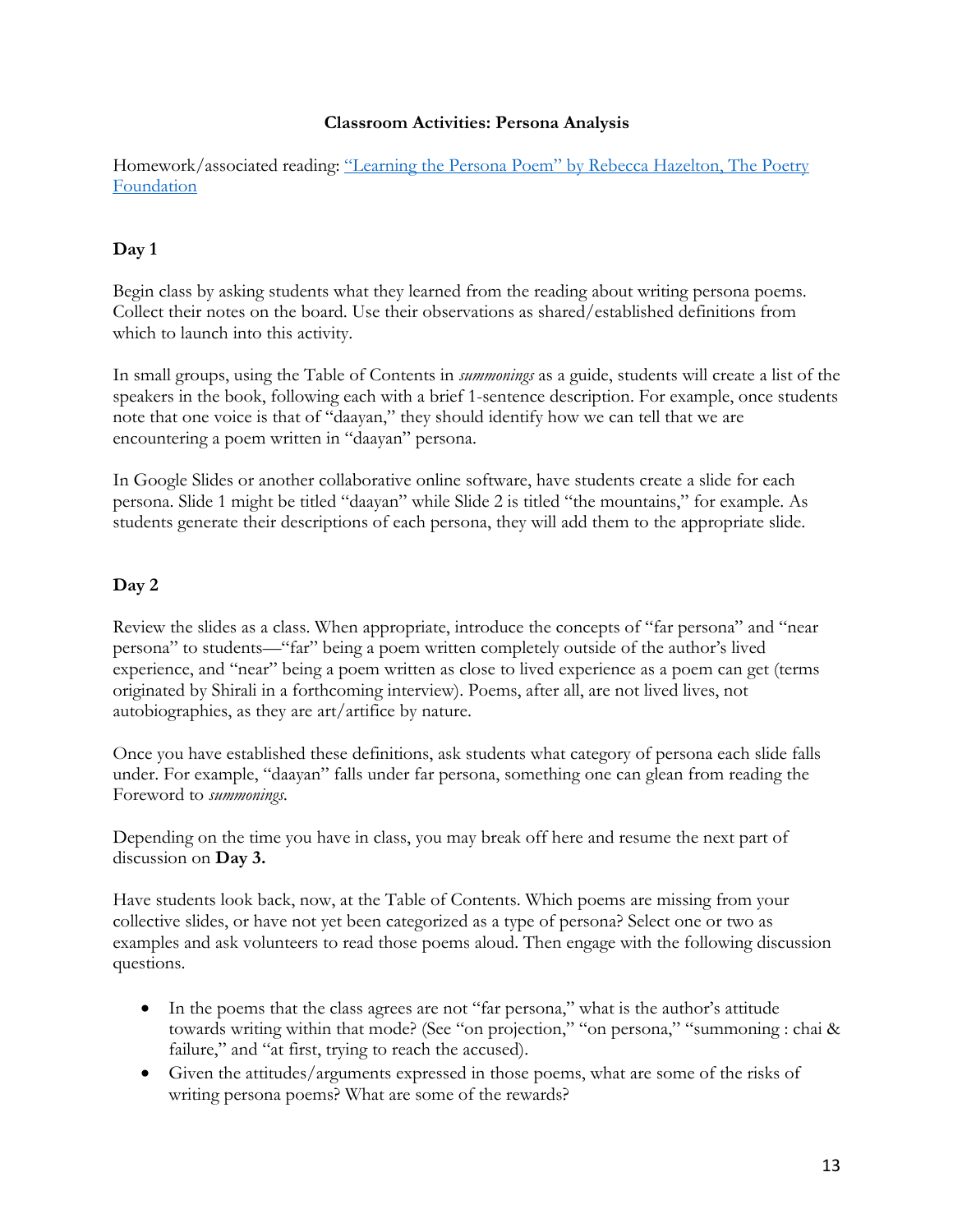**Classroom Activities: Persona Analysis**

Homework/associated reading: "Learning the Persona Poem" by Rebecca Hazelton, The Poetry Foundation

**Day 1**

Begin class by asking students what they learned from the reading about writing persona poems. Collect their notes on the board. Use their observations as shared/established definitions from which to launch into this activity.

In small groups, using the Table of Contents in *summonings* as a guide, students will create a list of the speakers in the book, following each with a brief 1-sentence description. For example, once students note that one voice is that of "daayan," they should identify how we can tell that we are encountering a poem written in "daayan" persona.

In Google Slides or another collaborative online software, have students create a slide for each persona. Slide 1 might be titled "daayan" while Slide 2 is titled "the mountains," for example. As students generate their descriptions of each persona, they will add them to the appropriate slide.

**Day 2**

Review the slides as a class. When appropriate, introduce the concepts of "far persona" and "near persona" to students—"far" being a poem written completely outside of the author's lived experience, and "near" being a poem written as close to lived experience as a poem can get (terms originated by Shirali in a forthcoming interview). Poems, after all, are not lived lives, not autobiographies, as they are art/artifice by nature.

Once you have established these definitions, ask students what category of persona each slide falls under. For example, "daayan" falls under far persona, something one can glean from reading the Foreword to *summonings*.

Depending on the time you have in class, you may break off here and resume the next part of discussion on **Day 3.**

Have students look back, now, at the Table of Contents. Which poems are missing from your collective slides, or have not yet been categorized as a type of persona? Select one or two as examples and ask volunteers to read those poems aloud. Then engage with the following discussion questions.

- In the poems that the class agrees are not "far persona," what is the author's attitude towards writing within that mode? (See "on projection," "on persona," "summoning : chai & failure," and "at first, trying to reach the accused).
- Given the attitudes/arguments expressed in those poems, what are some of the risks of writing persona poems? What are some of the rewards?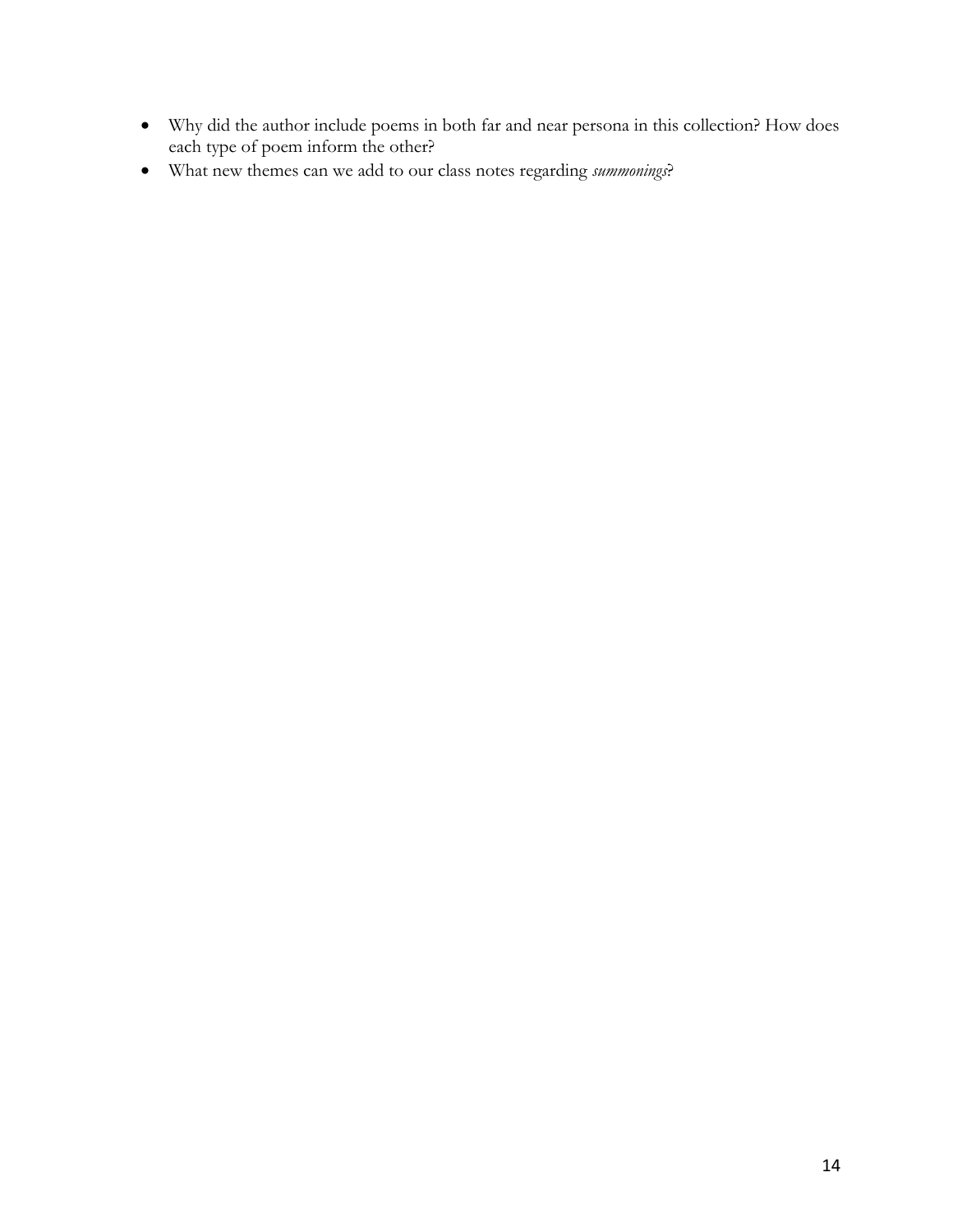- Why did the author include poems in both far and near persona in this collection? How does each type of poem inform the other?
- What new themes can we add to our class notes regarding *summonings*?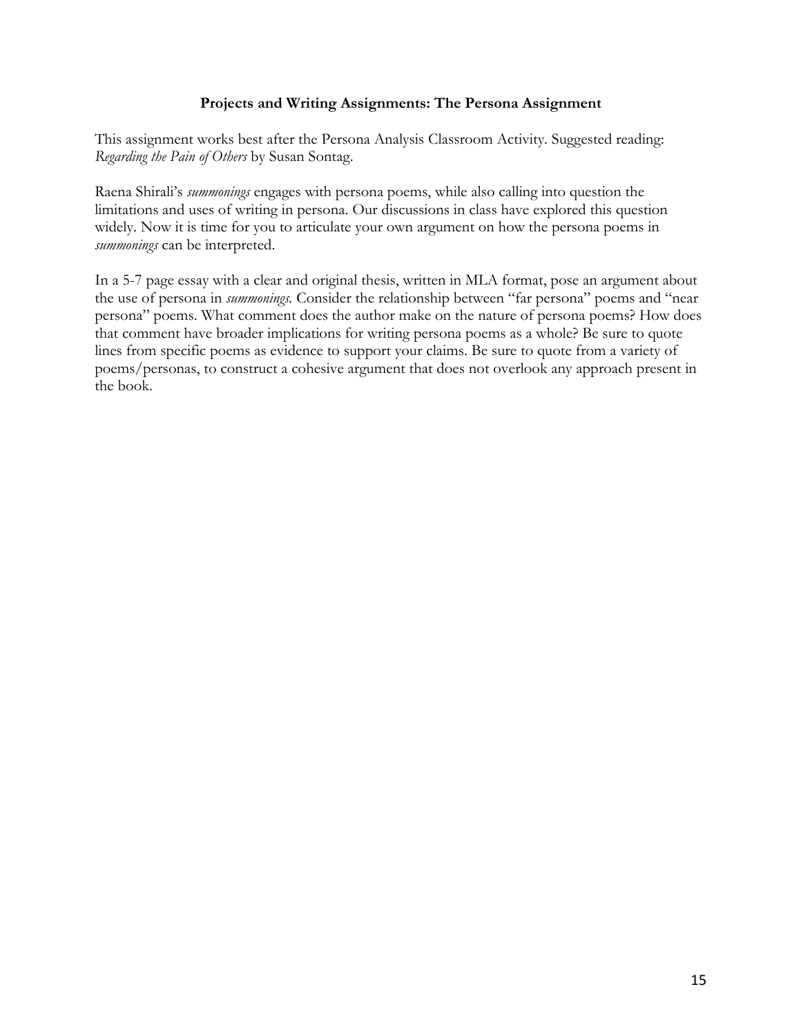**Projects and Writing Assignments: The Persona Assignment**

This assignment works best after the Persona Analysis Classroom Activity. Suggested reading: *Regarding the Pain of Others* by Susan Sontag.

Raena Shirali's *summonings* engages with persona poems, while also calling into question the limitations and uses of writing in persona. Our discussions in class have explored this question widely. Now it is time for you to articulate your own argument on how the persona poems in *summonings* can be interpreted.

In a 5-7 page essay with a clear and original thesis, written in MLA format, pose an argument about the use of persona in *summonings.* Consider the relationship between "far persona" poems and "near persona" poems. What comment does the author make on the nature of persona poems? How does that comment have broader implications for writing persona poems as a whole? Be sure to quote lines from specific poems as evidence to support your claims. Be sure to quote from a variety of poems/personas, to construct a cohesive argument that does not overlook any approach present in the book.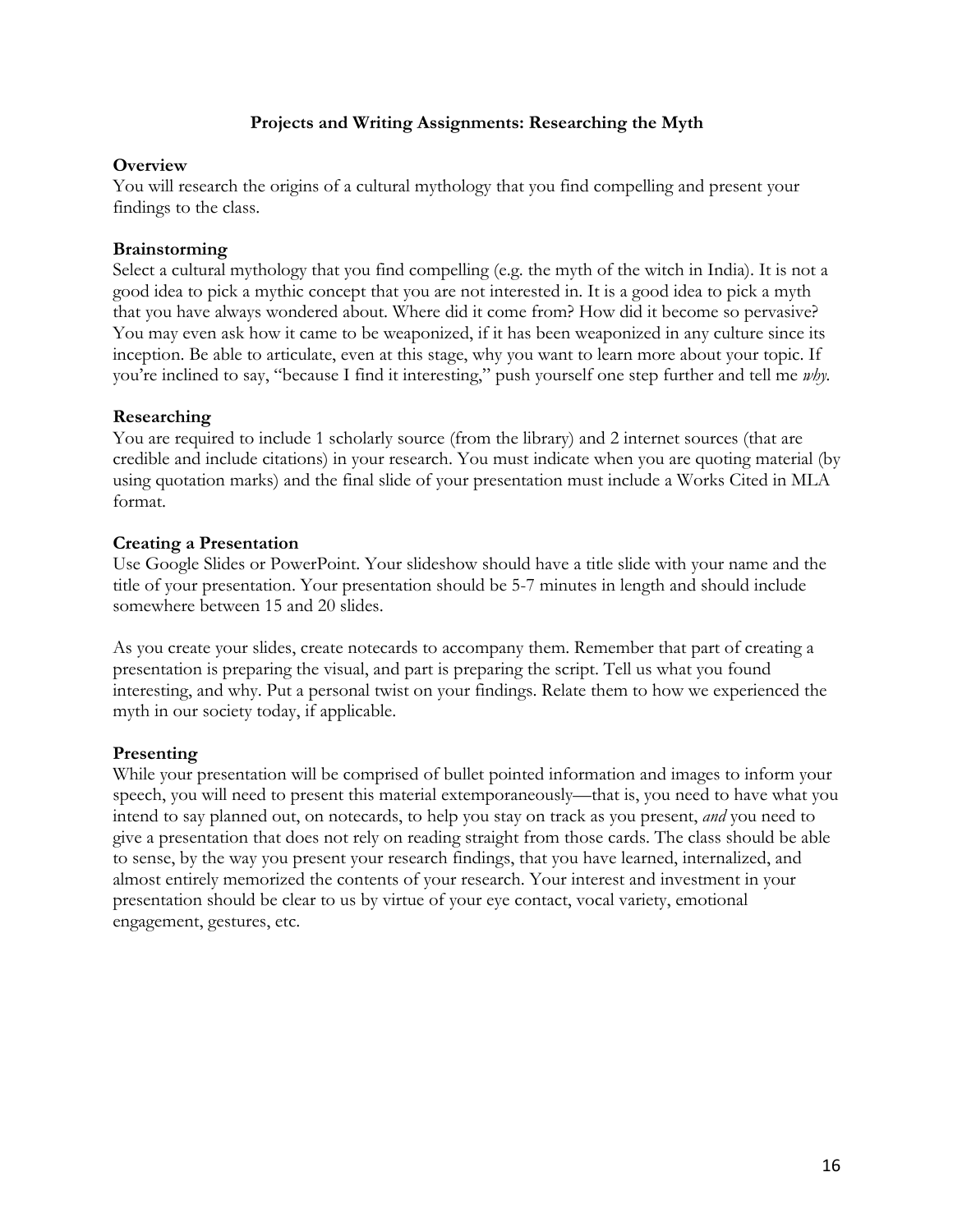# Projects and Writing Assignments: Researching the Myth

## Overview

You will research the origins of a cultural mythology that you find compelling and present your findings to the class.

## Brainstorming

Select a cultural mythology that you find compelling (e.g. the myth of the witch in India). It is not a good idea to pick a mythic concept that you are not interested in. It is a good idea to pick a myth that you have always wondered about. Where did it come from? How did it become so pervasive? You may even ask how it came to be weaponized, if it has been weaponized in any culture since its inception. Be able to articulate, even at this stage, why you want to learn more about your topic. If you're inclined to say, "because I find it interesting," push yourself one step further and tell me *why*.

## Researching

You are required to include 1 scholarly source (from the library) and 2 internet sources (that are credible and include citations) in your research. You must indicate when you are quoting material (by using quotation marks) and the final slide of your presentation must include a Works Cited in MLA format.

## Creating a Presentation

Use Google Slides or PowerPoint. Your slideshow should have a title slide with your name and the title of your presentation. Your presentation should be 5-7 minutes in length and should include somewhere between 15 and 20 slides.

As you create your slides, create notecards to accompany them. Remember that part of creating a presentation is preparing the visual, and part is preparing the script. Tell us what you found interesting, and why. Put a personal twist on your findings. Relate them to how we experienced the myth in our society today, if applicable.

## Presenting

While your presentation will be comprised of bullet pointed information and images to inform your speech, you will need to present this material extemporaneously—that is, you need to have what you intend to say planned out, on notecards, to help you stay on track as you present, *and* you need to give a presentation that does not rely on reading straight from those cards. The class should be able to sense, by the way you present your research findings, that you have learned, internalized, and almost entirely memorized the contents of your research. Your interest and investment in your presentation should be clear to us by virtue of your eye contact, vocal variety, emotional engagement, gestures, etc.